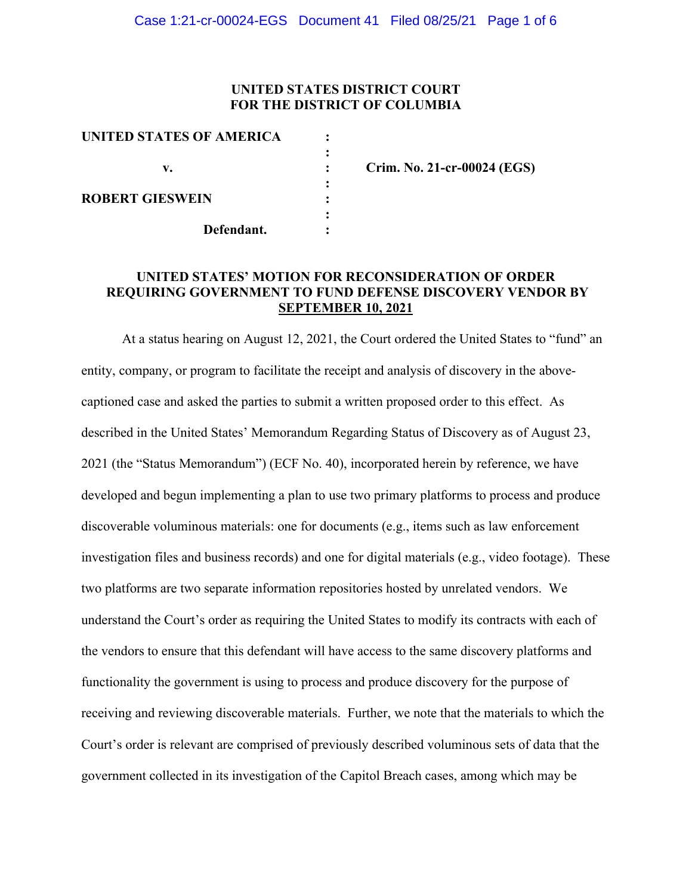**UNITED STATES DISTRICT COURT**
**FOR THE DISTRICT OF COLUMBIA**

| | | |
|---|---|---|
| **UNITED STATES OF AMERICA** | : | |
| | : | |
| **v.** | : | **Crim. No. 21-cr-00024 (EGS)** |
| | : | |
| **ROBERT GIESWEIN** | : | |
| | : | |
| **Defendant.** | : | |

## UNITED STATES' MOTION FOR RECONSIDERATION OF ORDER REQUIRING GOVERNMENT TO FUND DEFENSE DISCOVERY VENDOR BY SEPTEMBER 10, 2021

At a status hearing on August 12, 2021, the Court ordered the United States to "fund" an entity, company, or program to facilitate the receipt and analysis of discovery in the above-captioned case and asked the parties to submit a written proposed order to this effect. As described in the United States' Memorandum Regarding Status of Discovery as of August 23, 2021 (the "Status Memorandum") (ECF No. 40), incorporated herein by reference, we have developed and begun implementing a plan to use two primary platforms to process and produce discoverable voluminous materials: one for documents (e.g., items such as law enforcement investigation files and business records) and one for digital materials (e.g., video footage). These two platforms are two separate information repositories hosted by unrelated vendors. We understand the Court's order as requiring the United States to modify its contracts with each of the vendors to ensure that this defendant will have access to the same discovery platforms and functionality the government is using to process and produce discovery for the purpose of receiving and reviewing discoverable materials. Further, we note that the materials to which the Court's order is relevant are comprised of previously described voluminous sets of data that the government collected in its investigation of the Capitol Breach cases, among which may be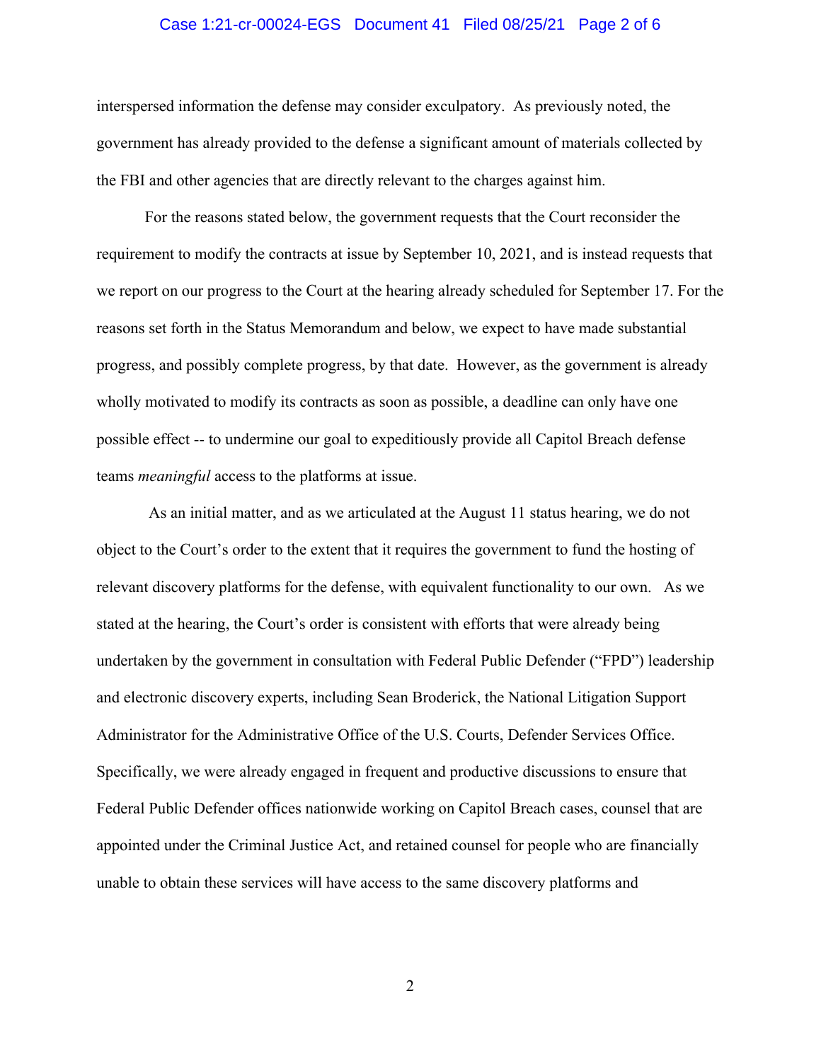interspersed information the defense may consider exculpatory. As previously noted, the government has already provided to the defense a significant amount of materials collected by the FBI and other agencies that are directly relevant to the charges against him.

For the reasons stated below, the government requests that the Court reconsider the requirement to modify the contracts at issue by September 10, 2021, and is instead requests that we report on our progress to the Court at the hearing already scheduled for September 17. For the reasons set forth in the Status Memorandum and below, we expect to have made substantial progress, and possibly complete progress, by that date. However, as the government is already wholly motivated to modify its contracts as soon as possible, a deadline can only have one possible effect -- to undermine our goal to expeditiously provide all Capitol Breach defense teams *meaningful* access to the platforms at issue.

As an initial matter, and as we articulated at the August 11 status hearing, we do not object to the Court's order to the extent that it requires the government to fund the hosting of relevant discovery platforms for the defense, with equivalent functionality to our own. As we stated at the hearing, the Court's order is consistent with efforts that were already being undertaken by the government in consultation with Federal Public Defender ("FPD") leadership and electronic discovery experts, including Sean Broderick, the National Litigation Support Administrator for the Administrative Office of the U.S. Courts, Defender Services Office. Specifically, we were already engaged in frequent and productive discussions to ensure that Federal Public Defender offices nationwide working on Capitol Breach cases, counsel that are appointed under the Criminal Justice Act, and retained counsel for people who are financially unable to obtain these services will have access to the same discovery platforms and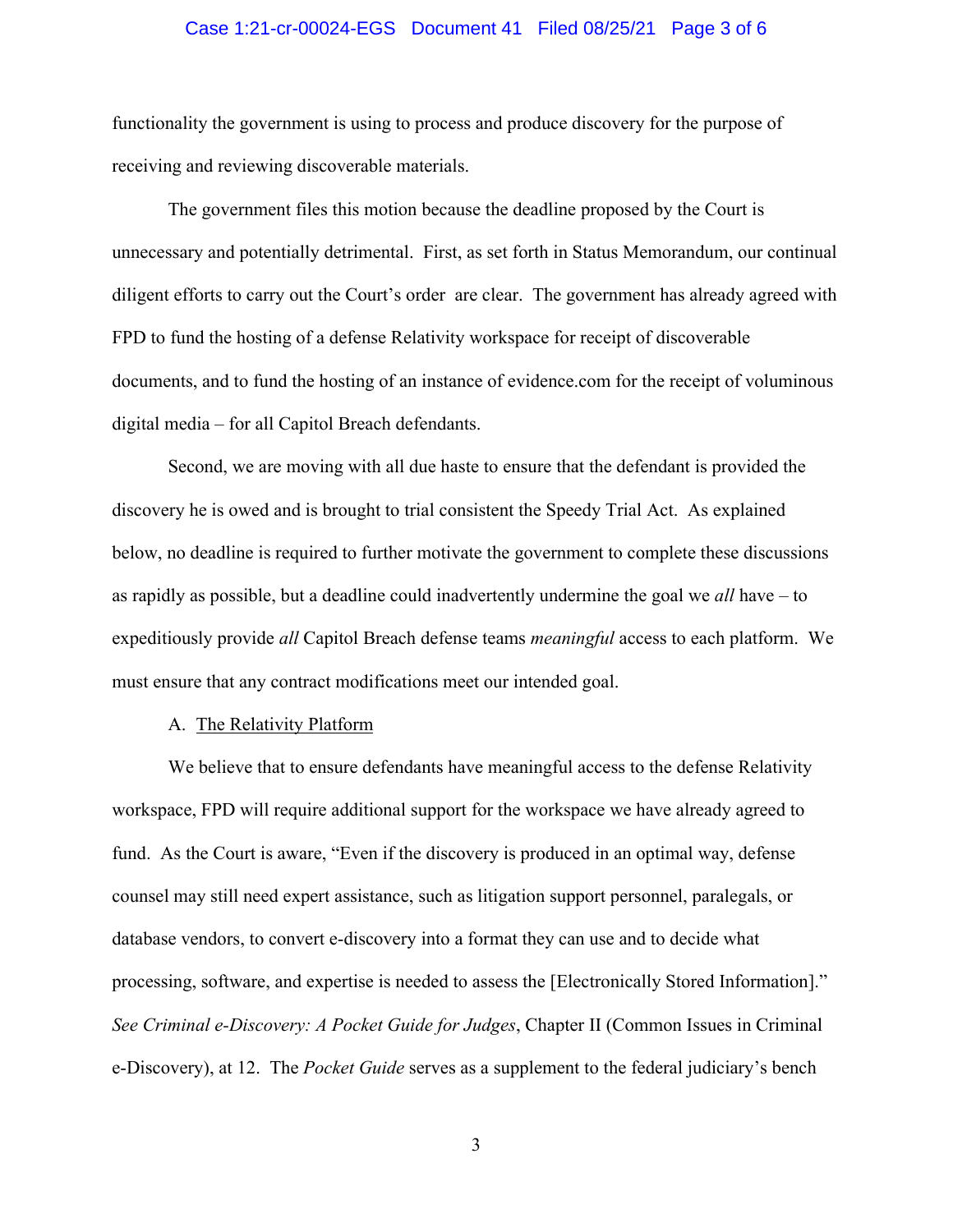functionality the government is using to process and produce discovery for the purpose of receiving and reviewing discoverable materials.

The government files this motion because the deadline proposed by the Court is unnecessary and potentially detrimental. First, as set forth in Status Memorandum, our continual diligent efforts to carry out the Court's order are clear. The government has already agreed with FPD to fund the hosting of a defense Relativity workspace for receipt of discoverable documents, and to fund the hosting of an instance of evidence.com for the receipt of voluminous digital media – for all Capitol Breach defendants.

Second, we are moving with all due haste to ensure that the defendant is provided the discovery he is owed and is brought to trial consistent the Speedy Trial Act. As explained below, no deadline is required to further motivate the government to complete these discussions as rapidly as possible, but a deadline could inadvertently undermine the goal we *all* have – to expeditiously provide *all* Capitol Breach defense teams *meaningful* access to each platform. We must ensure that any contract modifications meet our intended goal.

A. The Relativity Platform

We believe that to ensure defendants have meaningful access to the defense Relativity workspace, FPD will require additional support for the workspace we have already agreed to fund. As the Court is aware, "Even if the discovery is produced in an optimal way, defense counsel may still need expert assistance, such as litigation support personnel, paralegals, or database vendors, to convert e-discovery into a format they can use and to decide what processing, software, and expertise is needed to assess the [Electronically Stored Information]." *See Criminal e-Discovery: A Pocket Guide for Judges*, Chapter II (Common Issues in Criminal e-Discovery), at 12. The *Pocket Guide* serves as a supplement to the federal judiciary's bench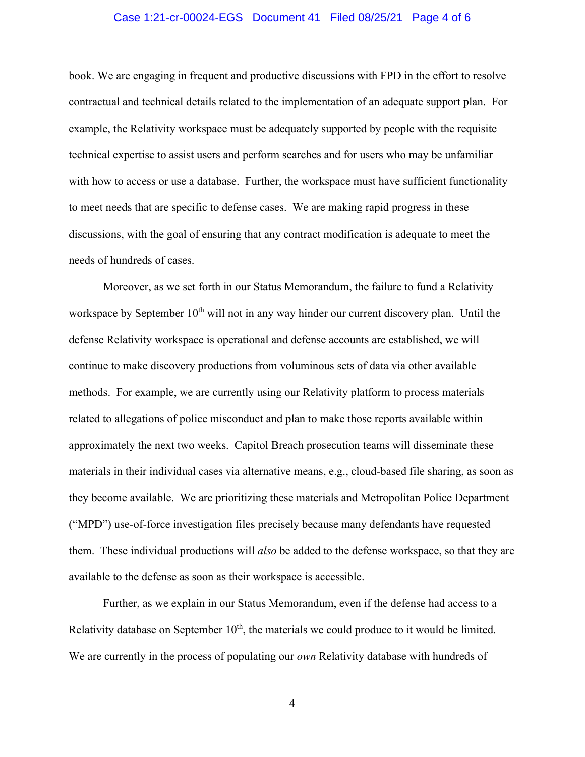book. We are engaging in frequent and productive discussions with FPD in the effort to resolve contractual and technical details related to the implementation of an adequate support plan. For example, the Relativity workspace must be adequately supported by people with the requisite technical expertise to assist users and perform searches and for users who may be unfamiliar with how to access or use a database. Further, the workspace must have sufficient functionality to meet needs that are specific to defense cases. We are making rapid progress in these discussions, with the goal of ensuring that any contract modification is adequate to meet the needs of hundreds of cases.

Moreover, as we set forth in our Status Memorandum, the failure to fund a Relativity workspace by September 10th will not in any way hinder our current discovery plan. Until the defense Relativity workspace is operational and defense accounts are established, we will continue to make discovery productions from voluminous sets of data via other available methods. For example, we are currently using our Relativity platform to process materials related to allegations of police misconduct and plan to make those reports available within approximately the next two weeks. Capitol Breach prosecution teams will disseminate these materials in their individual cases via alternative means, e.g., cloud-based file sharing, as soon as they become available. We are prioritizing these materials and Metropolitan Police Department ("MPD") use-of-force investigation files precisely because many defendants have requested them. These individual productions will *also* be added to the defense workspace, so that they are available to the defense as soon as their workspace is accessible.

Further, as we explain in our Status Memorandum, even if the defense had access to a Relativity database on September 10th, the materials we could produce to it would be limited. We are currently in the process of populating our *own* Relativity database with hundreds of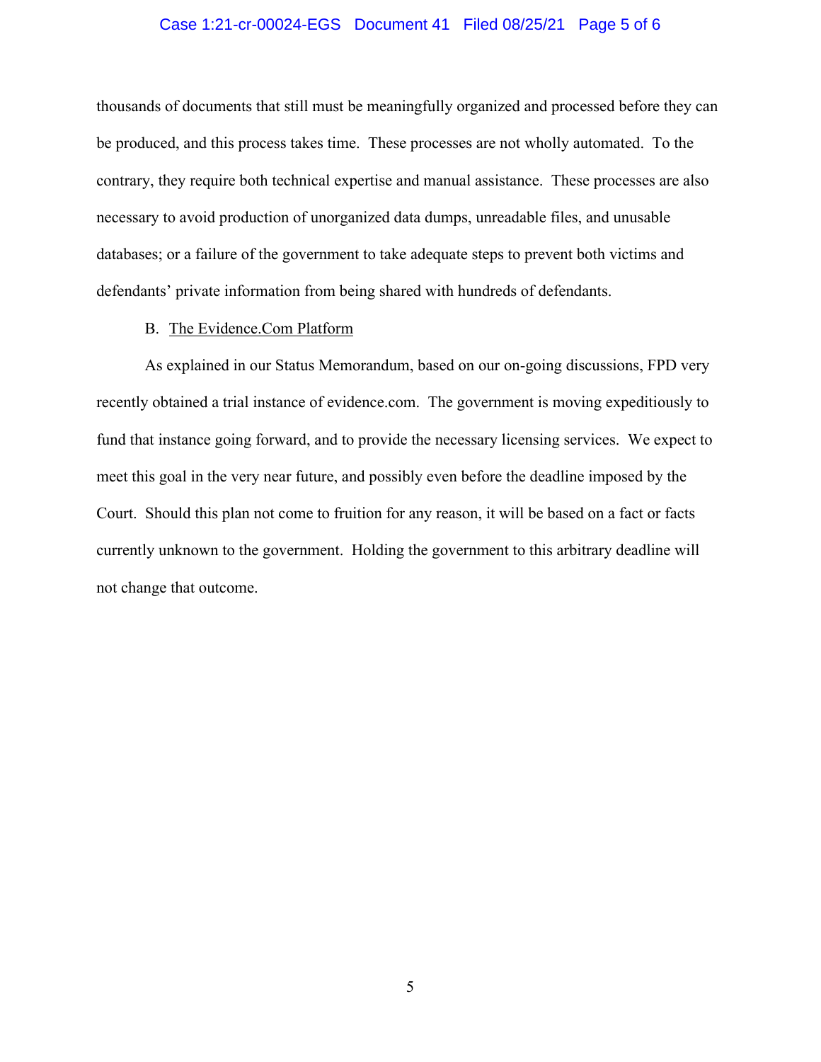thousands of documents that still must be meaningfully organized and processed before they can be produced, and this process takes time. These processes are not wholly automated. To the contrary, they require both technical expertise and manual assistance. These processes are also necessary to avoid production of unorganized data dumps, unreadable files, and unusable databases; or a failure of the government to take adequate steps to prevent both victims and defendants' private information from being shared with hundreds of defendants.

B. The Evidence.Com Platform

As explained in our Status Memorandum, based on our on-going discussions, FPD very recently obtained a trial instance of evidence.com. The government is moving expeditiously to fund that instance going forward, and to provide the necessary licensing services. We expect to meet this goal in the very near future, and possibly even before the deadline imposed by the Court. Should this plan not come to fruition for any reason, it will be based on a fact or facts currently unknown to the government. Holding the government to this arbitrary deadline will not change that outcome.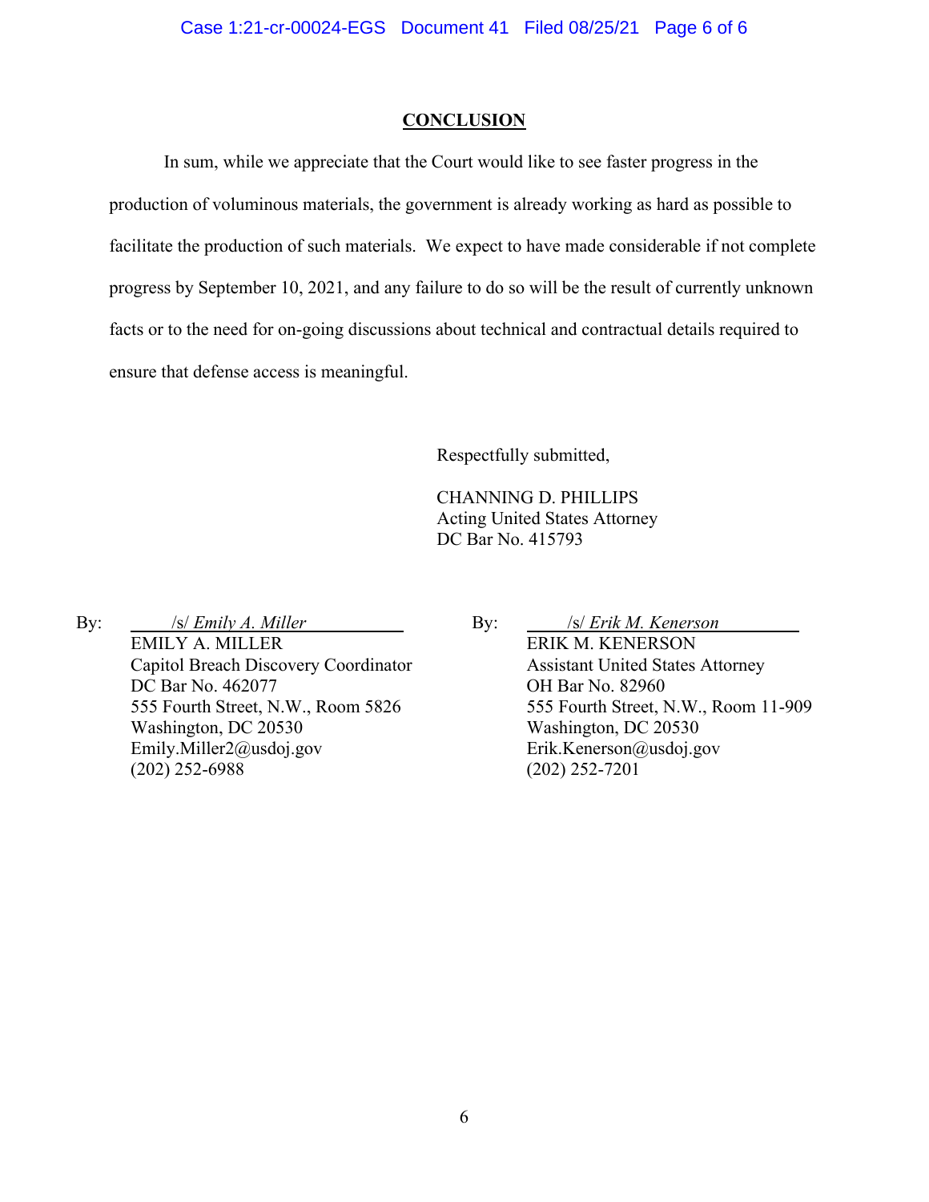## CONCLUSION

In sum, while we appreciate that the Court would like to see faster progress in the production of voluminous materials, the government is already working as hard as possible to facilitate the production of such materials. We expect to have made considerable if not complete progress by September 10, 2021, and any failure to do so will be the result of currently unknown facts or to the need for on-going discussions about technical and contractual details required to ensure that defense access is meaningful.

Respectfully submitted,

CHANNING D. PHILLIPS
Acting United States Attorney
DC Bar No. 415793

By: /s/ *Emily A. Miller*
EMILY A. MILLER
Capitol Breach Discovery Coordinator
DC Bar No. 462077
555 Fourth Street, N.W., Room 5826
Washington, DC 20530
Emily.Miller2@usdoj.gov
(202) 252-6988

By: /s/ *Erik M. Kenerson*
ERIK M. KENERSON
Assistant United States Attorney
OH Bar No. 82960
555 Fourth Street, N.W., Room 11-909
Washington, DC 20530
Erik.Kenerson@usdoj.gov
(202) 252-7201